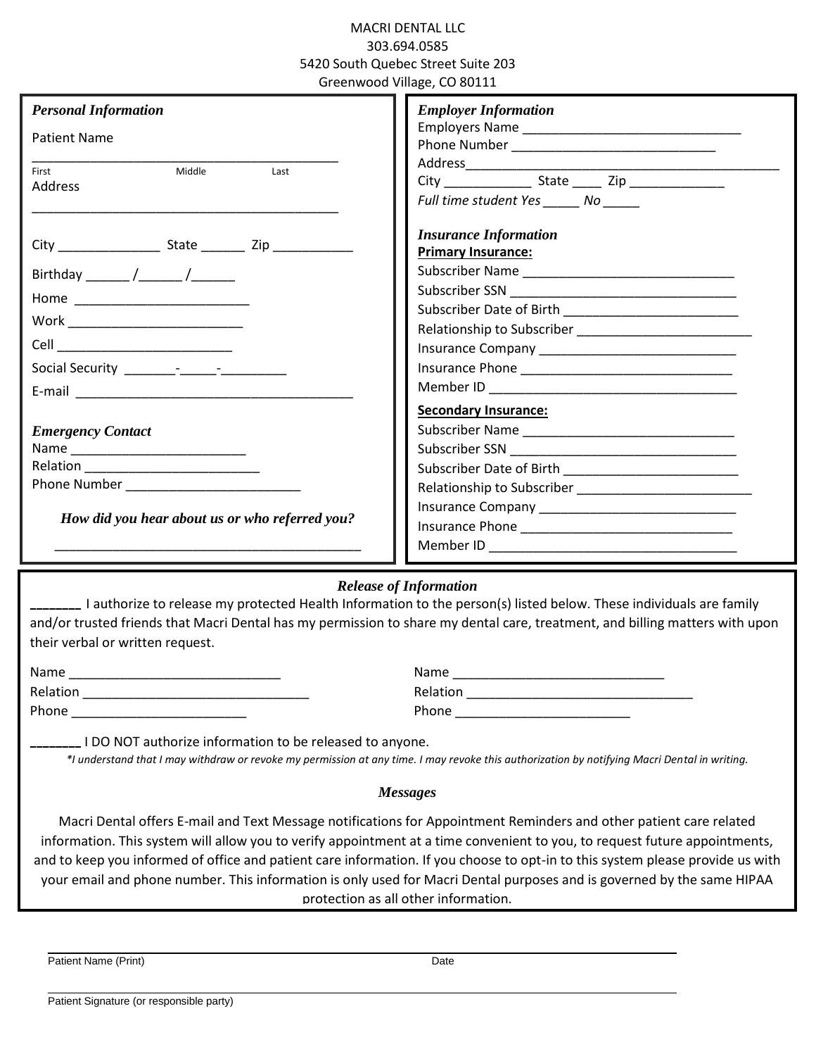MACRI DENTAL LLC
303.694.0585
5420 South Quebec Street Suite 203
Greenwood Village, CO 80111

### *Personal Information*

Patient Name

___________________________________________
First Middle Last

Address

___________________________________________

City ______________ State ______ Zip ___________

Birthday ______ /______ /______

Home ________________________

Work ________________________

Cell ________________________

Social Security _______-_____-_________

E-mail ______________________________________

### *Emergency Contact*

Name ________________________

Relation ________________________

Phone Number ________________________

***How did you hear about us or who referred you?***

___________________________________________

### *Employer Information*

Employers Name ______________________________

Phone Number ___________________________

Address___________________________________________

City ____________ State ____ Zip _____________

*Full time student Yes _____ No _____*

### *Insurance Information*

**Primary Insurance:**

Subscriber Name _____________________________

Subscriber SSN _______________________________

Subscriber Date of Birth ________________________

Relationship to Subscriber ________________________

Insurance Company ___________________________

Insurance Phone _____________________________

Member ID __________________________________

**Secondary Insurance:**

Subscriber Name _____________________________

Subscriber SSN _______________________________

Subscriber Date of Birth ________________________

Relationship to Subscriber ________________________

Insurance Company ___________________________

Insurance Phone _____________________________

Member ID __________________________________

### *Release of Information*

_______ I authorize to release my protected Health Information to the person(s) listed below. These individuals are family and/or trusted friends that Macri Dental has my permission to share my dental care, treatment, and billing matters with upon their verbal or written request.

Name _____________________________

Relation _______________________________

Phone ________________________

Name _____________________________

Relation _______________________________

Phone ________________________

_______ I DO NOT authorize information to be released to anyone.

*\*I understand that I may withdraw or revoke my permission at any time. I may revoke this authorization by notifying Macri Dental in writing.*

### *Messages*

Macri Dental offers E-mail and Text Message notifications for Appointment Reminders and other patient care related information. This system will allow you to verify appointment at a time convenient to you, to request future appointments, and to keep you informed of office and patient care information. If you choose to opt-in to this system please provide us with your email and phone number. This information is only used for Macri Dental purposes and is governed by the same HIPAA protection as all other information.

___________________________________________________________________________
Patient Name (Print) Date

___________________________________________________________________________
Patient Signature (or responsible party)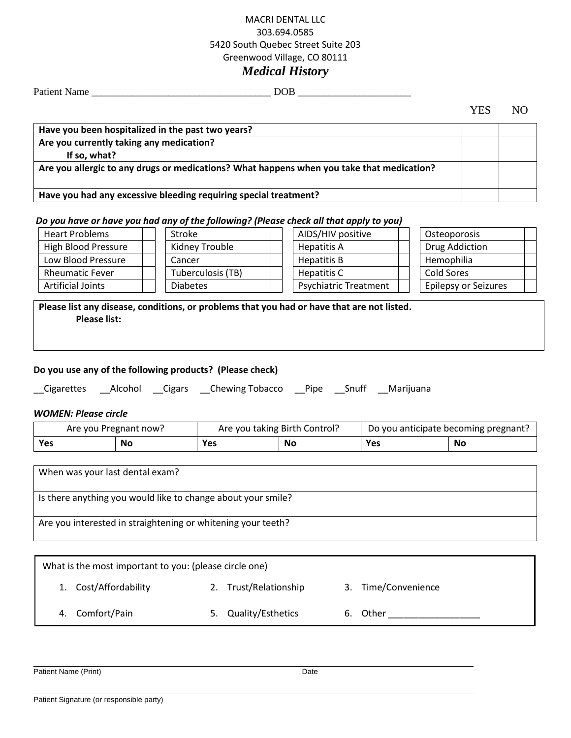MACRI DENTAL LLC
303.694.0585
5420 South Quebec Street Suite 203
Greenwood Village, CO 80111

# *Medical History*

Patient Name ___________________________________ DOB _____________________

| | YES | NO |
|---|---|---|
| **Have you been hospitalized in the past two years?** | | |
| **Are you currently taking any medication?**<br>**If so, what?** | | |
| **Are you allergic to any drugs or medications? What happens when you take that medication?** | | |
| **Have you had any excessive bleeding requiring special treatment?** | | |

***Do you have or have you had any of the following? (Please check all that apply to you)***

| | | | | | | | |
|---|---|---|---|---|---|---|---|
| Heart Problems | | Stroke | | AIDS/HIV positive | | Osteoporosis | |
| High Blood Pressure | | Kidney Trouble | | Hepatitis A | | Drug Addiction | |
| Low Blood Pressure | | Cancer | | Hepatitis B | | Hemophilia | |
| Rheumatic Fever | | Tuberculosis (TB) | | Hepatitis C | | Cold Sores | |
| Artificial Joints | | Diabetes | | Psychiatric Treatment | | Epilepsy or Seizures | |

**Please list any disease, conditions, or problems that you had or have that are not listed.**
**Please list:**

**Do you use any of the following products? (Please check)**

__Cigarettes __Alcohol __Cigars __Chewing Tobacco __Pipe __Snuff __Marijuana

***WOMEN: Please circle***

| Are you Pregnant now? | | Are you taking Birth Control? | | Do you anticipate becoming pregnant? | |
|---|---|---|---|---|---|
| **Yes** | **No** | **Yes** | **No** | **Yes** | **No** |

When was your last dental exam?

Is there anything you would like to change about your smile?

Are you interested in straightening or whitening your teeth?

What is the most important to you: (please circle one)

1. Cost/Affordability
2. Trust/Relationship
3. Time/Convenience
4. Comfort/Pain
5. Quality/Esthetics
6. Other __________________

_______________________________________________________________
Patient Name (Print) Date

_______________________________________________________________
Patient Signature (or responsible party)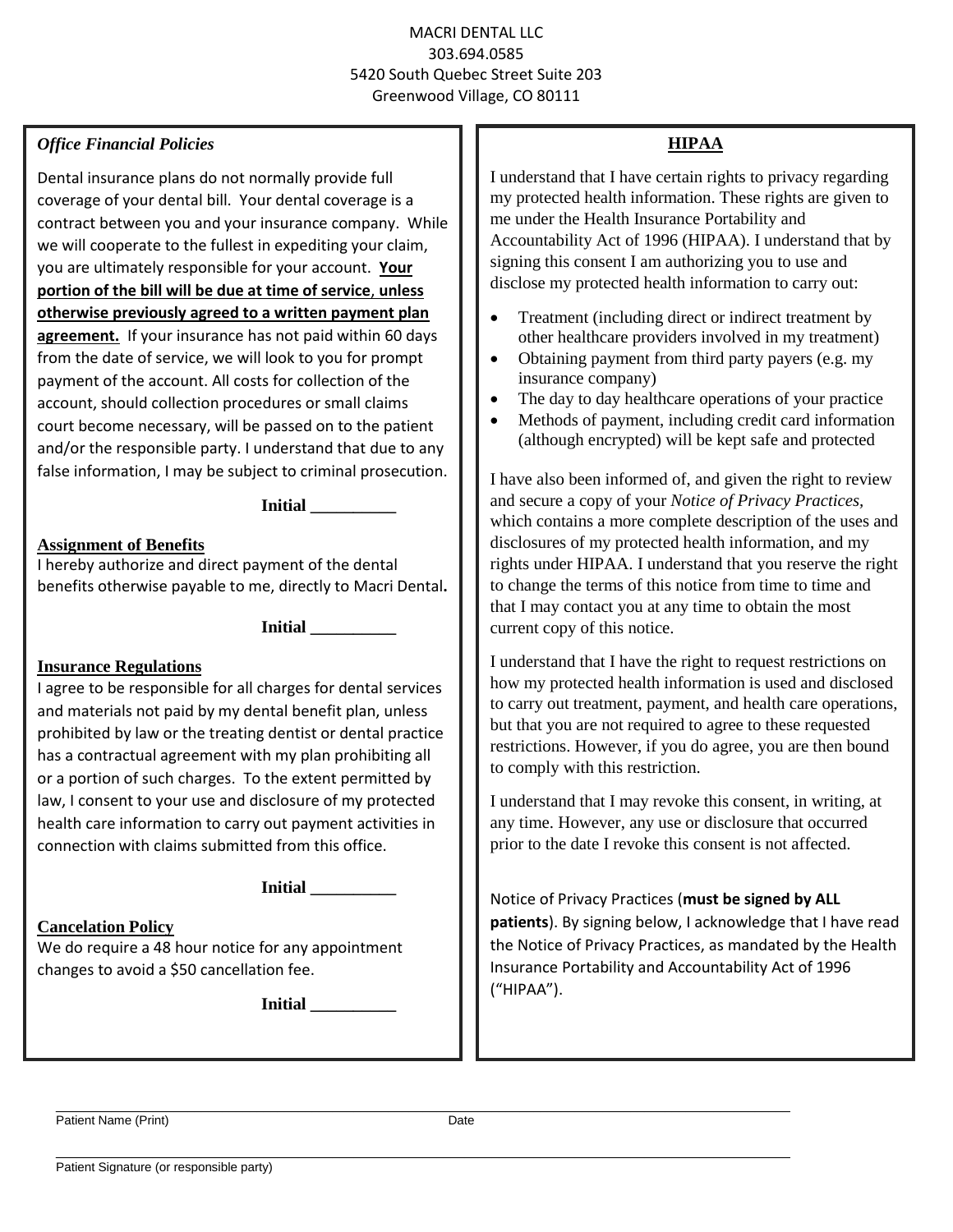MACRI DENTAL LLC
303.694.0585
5420 South Quebec Street Suite 203
Greenwood Village, CO 80111

### *Office Financial Policies*

Dental insurance plans do not normally provide full coverage of your dental bill. Your dental coverage is a contract between you and your insurance company. While we will cooperate to the fullest in expediting your claim, you are ultimately responsible for your account. **Your portion of the bill will be due at time of service, unless otherwise previously agreed to a written payment plan agreement.** If your insurance has not paid within 60 days from the date of service, we will look to you for prompt payment of the account. All costs for collection of the account, should collection procedures or small claims court become necessary, will be passed on to the patient and/or the responsible party. I understand that due to any false information, I may be subject to criminal prosecution.

**Initial** __________

### Assignment of Benefits

I hereby authorize and direct payment of the dental benefits otherwise payable to me, directly to Macri Dental**.**

**Initial** __________

### Insurance Regulations

I agree to be responsible for all charges for dental services and materials not paid by my dental benefit plan, unless prohibited by law or the treating dentist or dental practice has a contractual agreement with my plan prohibiting all or a portion of such charges. To the extent permitted by law, I consent to your use and disclosure of my protected health care information to carry out payment activities in connection with claims submitted from this office.

**Initial** __________

### Cancelation Policy

We do require a 48 hour notice for any appointment changes to avoid a $50 cancellation fee.

**Initial** __________

### HIPAA

I understand that I have certain rights to privacy regarding my protected health information. These rights are given to me under the Health Insurance Portability and Accountability Act of 1996 (HIPAA). I understand that by signing this consent I am authorizing you to use and disclose my protected health information to carry out:

- Treatment (including direct or indirect treatment by other healthcare providers involved in my treatment)
- Obtaining payment from third party payers (e.g. my insurance company)
- The day to day healthcare operations of your practice
- Methods of payment, including credit card information (although encrypted) will be kept safe and protected

I have also been informed of, and given the right to review and secure a copy of your *Notice of Privacy Practices*, which contains a more complete description of the uses and disclosures of my protected health information, and my rights under HIPAA. I understand that you reserve the right to change the terms of this notice from time to time and that I may contact you at any time to obtain the most current copy of this notice.

I understand that I have the right to request restrictions on how my protected health information is used and disclosed to carry out treatment, payment, and health care operations, but that you are not required to agree to these requested restrictions. However, if you do agree, you are then bound to comply with this restriction.

I understand that I may revoke this consent, in writing, at any time. However, any use or disclosure that occurred prior to the date I revoke this consent is not affected.

Notice of Privacy Practices (**must be signed by ALL patients**). By signing below, I acknowledge that I have read the Notice of Privacy Practices, as mandated by the Health Insurance Portability and Accountability Act of 1996 ("HIPAA").

______________________________________________________________
Patient Name (Print) Date

______________________________________________________________
Patient Signature (or responsible party)